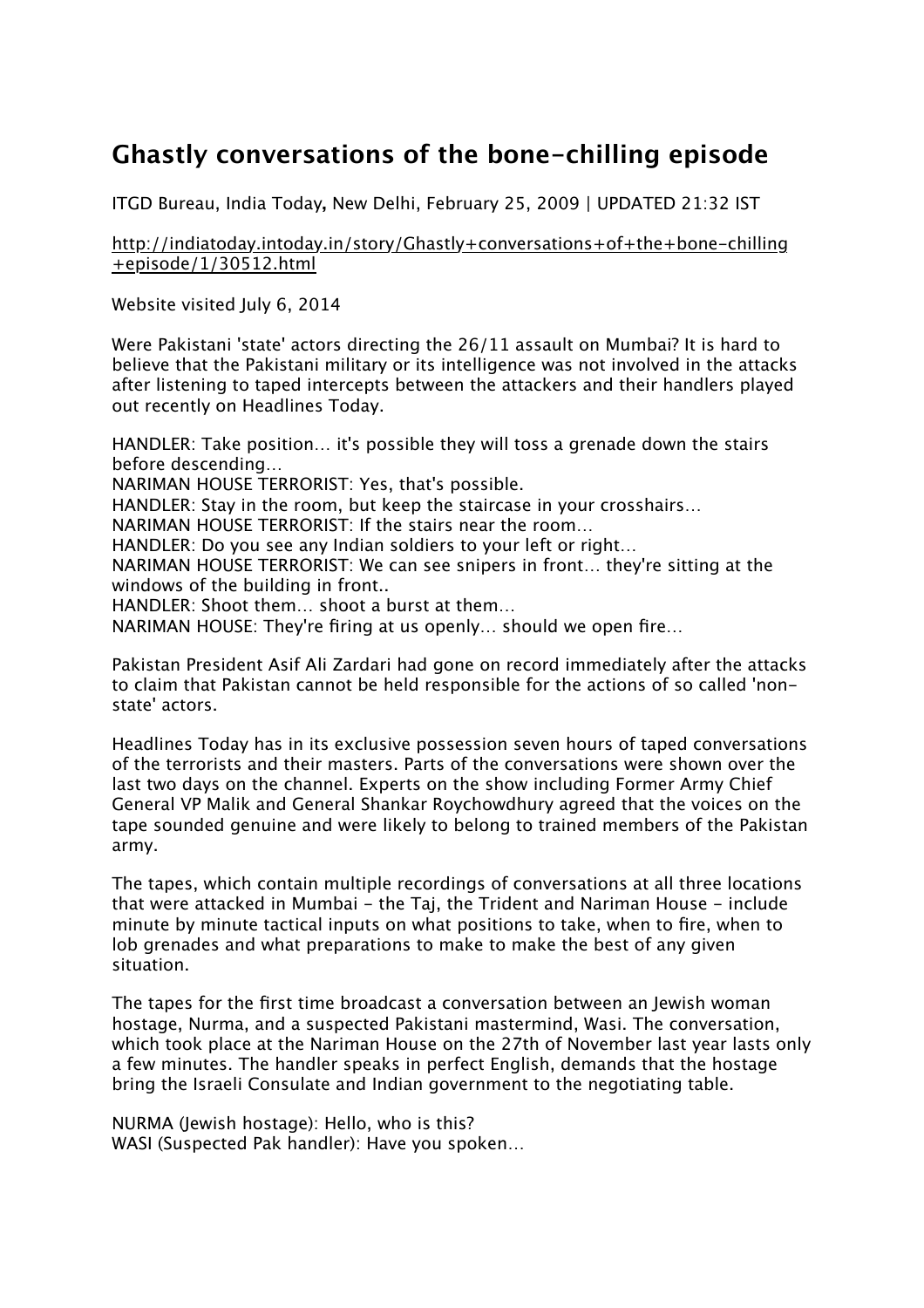# Ghastly conversations of the bone-chilling episode

ITGD Bureau, India Today**,** New Delhi, February 25, 2009 | UPDATED 21:32 IST

http://indiatoday.intoday.in/story/Ghastly+conversations+of+the+bone-chilling+episode/1/30512.html

Website visited July 6, 2014

Were Pakistani 'state' actors directing the 26/11 assault on Mumbai? It is hard to believe that the Pakistani military or its intelligence was not involved in the attacks after listening to taped intercepts between the attackers and their handlers played out recently on Headlines Today.

HANDLER: Take position… it's possible they will toss a grenade down the stairs before descending…
NARIMAN HOUSE TERRORIST: Yes, that's possible.
HANDLER: Stay in the room, but keep the staircase in your crosshairs…
NARIMAN HOUSE TERRORIST: If the stairs near the room…
HANDLER: Do you see any Indian soldiers to your left or right…
NARIMAN HOUSE TERRORIST: We can see snipers in front… they're sitting at the windows of the building in front..
HANDLER: Shoot them… shoot a burst at them…
NARIMAN HOUSE: They're firing at us openly… should we open fire…

Pakistan President Asif Ali Zardari had gone on record immediately after the attacks to claim that Pakistan cannot be held responsible for the actions of so called 'non-state' actors.

Headlines Today has in its exclusive possession seven hours of taped conversations of the terrorists and their masters. Parts of the conversations were shown over the last two days on the channel. Experts on the show including Former Army Chief General VP Malik and General Shankar Roychowdhury agreed that the voices on the tape sounded genuine and were likely to belong to trained members of the Pakistan army.

The tapes, which contain multiple recordings of conversations at all three locations that were attacked in Mumbai - the Taj, the Trident and Nariman House - include minute by minute tactical inputs on what positions to take, when to fire, when to lob grenades and what preparations to make to make the best of any given situation.

The tapes for the first time broadcast a conversation between an Jewish woman hostage, Nurma, and a suspected Pakistani mastermind, Wasi. The conversation, which took place at the Nariman House on the 27th of November last year lasts only a few minutes. The handler speaks in perfect English, demands that the hostage bring the Israeli Consulate and Indian government to the negotiating table.

NURMA (Jewish hostage): Hello, who is this?
WASI (Suspected Pak handler): Have you spoken…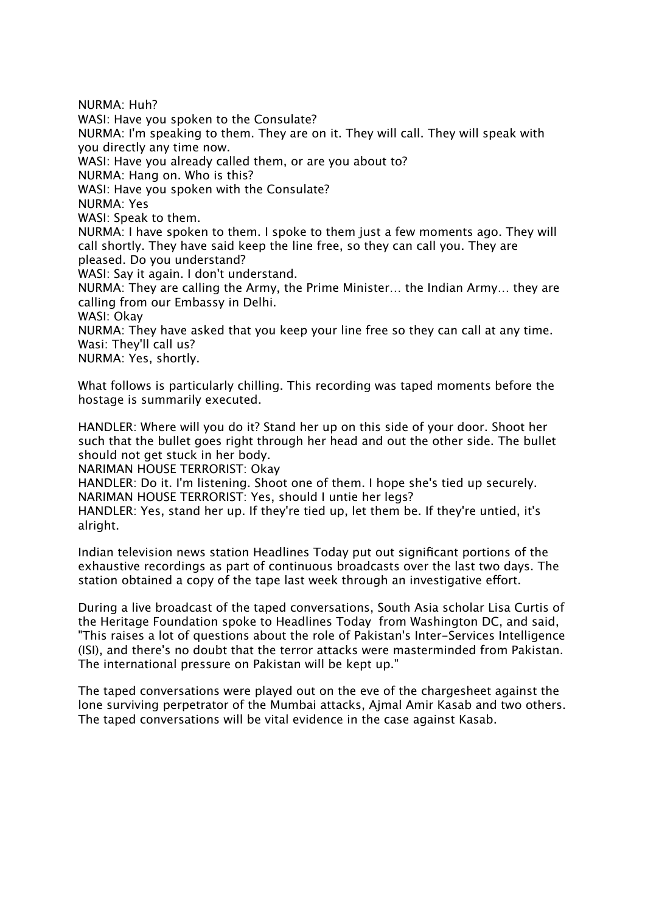NURMA: Huh?
WASI: Have you spoken to the Consulate?
NURMA: I'm speaking to them. They are on it. They will call. They will speak with you directly any time now.
WASI: Have you already called them, or are you about to?
NURMA: Hang on. Who is this?
WASI: Have you spoken with the Consulate?
NURMA: Yes
WASI: Speak to them.
NURMA: I have spoken to them. I spoke to them just a few moments ago. They will call shortly. They have said keep the line free, so they can call you. They are pleased. Do you understand?
WASI: Say it again. I don't understand.
NURMA: They are calling the Army, the Prime Minister… the Indian Army… they are calling from our Embassy in Delhi.
WASI: Okay
NURMA: They have asked that you keep your line free so they can call at any time.
Wasi: They'll call us?
NURMA: Yes, shortly.

What follows is particularly chilling. This recording was taped moments before the hostage is summarily executed.

HANDLER: Where will you do it? Stand her up on this side of your door. Shoot her such that the bullet goes right through her head and out the other side. The bullet should not get stuck in her body.
NARIMAN HOUSE TERRORIST: Okay
HANDLER: Do it. I'm listening. Shoot one of them. I hope she's tied up securely.
NARIMAN HOUSE TERRORIST: Yes, should I untie her legs?
HANDLER: Yes, stand her up. If they're tied up, let them be. If they're untied, it's alright.

Indian television news station Headlines Today put out significant portions of the exhaustive recordings as part of continuous broadcasts over the last two days. The station obtained a copy of the tape last week through an investigative effort.

During a live broadcast of the taped conversations, South Asia scholar Lisa Curtis of the Heritage Foundation spoke to Headlines Today from Washington DC, and said, "This raises a lot of questions about the role of Pakistan's Inter-Services Intelligence (ISI), and there's no doubt that the terror attacks were masterminded from Pakistan. The international pressure on Pakistan will be kept up."

The taped conversations were played out on the eve of the chargesheet against the lone surviving perpetrator of the Mumbai attacks, Ajmal Amir Kasab and two others. The taped conversations will be vital evidence in the case against Kasab.